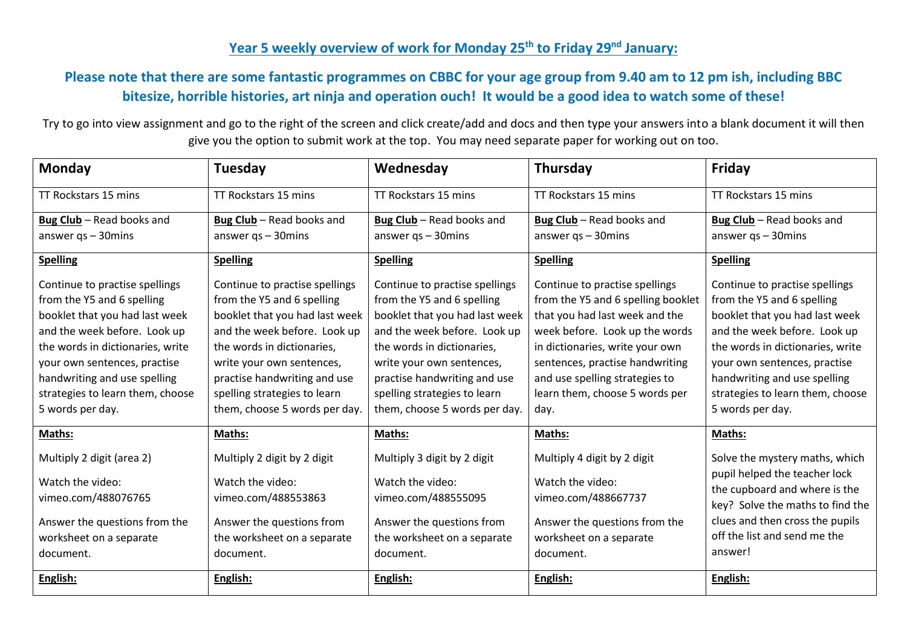# Year 5 weekly overview of work for Monday 25th to Friday 29nd January:

## Please note that there are some fantastic programmes on CBBC for your age group from 9.40 am to 12 pm ish, including BBC bitesize, horrible histories, art ninja and operation ouch! It would be a good idea to watch some of these!

Try to go into view assignment and go to the right of the screen and click create/add and docs and then type your answers into a blank document it will then give you the option to submit work at the top. You may need separate paper for working out on too.

| Monday | Tuesday | Wednesday | Thursday | Friday |
|---|---|---|---|---|
| TT Rockstars 15 mins | TT Rockstars 15 mins | TT Rockstars 15 mins | TT Rockstars 15 mins | TT Rockstars 15 mins |
| **Bug Club** – Read books and answer qs – 30mins | **Bug Club** – Read books and answer qs – 30mins | **Bug Club** – Read books and answer qs – 30mins | **Bug Club** – Read books and answer qs – 30mins | **Bug Club** – Read books and answer qs – 30mins |
| **Spelling**<br><br>Continue to practise spellings from the Y5 and 6 spelling booklet that you had last week and the week before. Look up the words in dictionaries, write your own sentences, practise handwriting and use spelling strategies to learn them, choose 5 words per day. | **Spelling**<br><br>Continue to practise spellings from the Y5 and 6 spelling booklet that you had last week and the week before. Look up the words in dictionaries, write your own sentences, practise handwriting and use spelling strategies to learn them, choose 5 words per day. | **Spelling**<br><br>Continue to practise spellings from the Y5 and 6 spelling booklet that you had last week and the week before. Look up the words in dictionaries, write your own sentences, practise handwriting and use spelling strategies to learn them, choose 5 words per day. | **Spelling**<br><br>Continue to practise spellings from the Y5 and 6 spelling booklet that you had last week and the week before. Look up the words in dictionaries, write your own sentences, practise handwriting and use spelling strategies to learn them, choose 5 words per day. | **Spelling**<br><br>Continue to practise spellings from the Y5 and 6 spelling booklet that you had last week and the week before. Look up the words in dictionaries, write your own sentences, practise handwriting and use spelling strategies to learn them, choose 5 words per day. |
| **Maths:**<br><br>Multiply 2 digit (area 2)<br><br>Watch the video: vimeo.com/488076765<br><br>Answer the questions from the worksheet on a separate document. | **Maths:**<br><br>Multiply 2 digit by 2 digit<br><br>Watch the video: vimeo.com/488553863<br><br>Answer the questions from the worksheet on a separate document. | **Maths:**<br><br>Multiply 3 digit by 2 digit<br><br>Watch the video: vimeo.com/488555095<br><br>Answer the questions from the worksheet on a separate document. | **Maths:**<br><br>Multiply 4 digit by 2 digit<br><br>Watch the video: vimeo.com/488667737<br><br>Answer the questions from the worksheet on a separate document. | **Maths:**<br><br>Solve the mystery maths, which pupil helped the teacher lock the cupboard and where is the key? Solve the maths to find the clues and then cross the pupils off the list and send me the answer! |
| **English:** | **English:** | **English:** | **English:** | **English:** |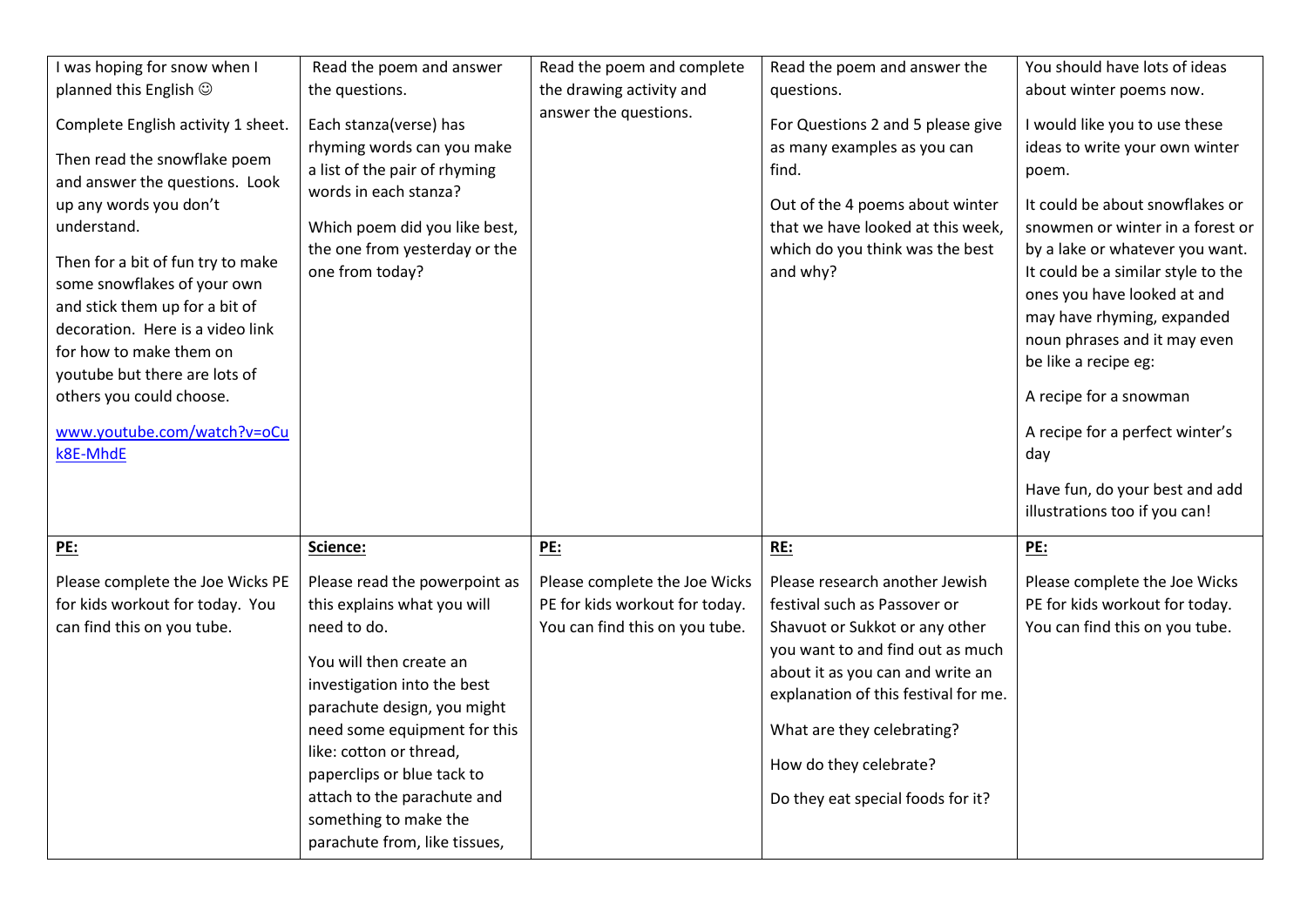| I was hoping for snow when I planned this English ☺<br><br>Complete English activity 1 sheet.<br><br>Then read the snowflake poem and answer the questions. Look up any words you don't understand.<br><br>Then for a bit of fun try to make some snowflakes of your own and stick them up for a bit of decoration. Here is a video link for how to make them on youtube but there are lots of others you could choose.<br><br>[www.youtube.com/watch?v=oCuk8E-MhdE](www.youtube.com/watch?v=oCuk8E-MhdE) | Read the poem and answer the questions.<br><br>Each stanza(verse) has rhyming words can you make a list of the pair of rhyming words in each stanza?<br><br>Which poem did you like best, the one from yesterday or the one from today? | Read the poem and complete the drawing activity and answer the questions. | Read the poem and answer the questions.<br><br>For Questions 2 and 5 please give as many examples as you can find.<br><br>Out of the 4 poems about winter that we have looked at this week, which do you think was the best and why? | You should have lots of ideas about winter poems now.<br><br>I would like you to use these ideas to write your own winter poem.<br><br>It could be about snowflakes or snowmen or winter in a forest or by a lake or whatever you want. It could be a similar style to the ones you have looked at and may have rhyming, expanded noun phrases and it may even be like a recipe eg:<br><br>A recipe for a snowman<br><br>A recipe for a perfect winter's day<br><br>Have fun, do your best and add illustrations too if you can! |
|---|---|---|---|---|
| **<u>PE:</u>**<br><br>Please complete the Joe Wicks PE for kids workout for today. You can find this on you tube. | **<u>Science:</u>**<br><br>Please read the powerpoint as this explains what you will need to do.<br><br>You will then create an investigation into the best parachute design, you might need some equipment for this like: cotton or thread, paperclips or blue tack to attach to the parachute and something to make the parachute from, like tissues, | **<u>PE:</u>**<br><br>Please complete the Joe Wicks PE for kids workout for today. You can find this on you tube. | **<u>RE:</u>**<br><br>Please research another Jewish festival such as Passover or Shavuot or Sukkot or any other you want to and find out as much about it as you can and write an explanation of this festival for me.<br><br>What are they celebrating?<br><br>How do they celebrate?<br><br>Do they eat special foods for it? | **<u>PE:</u>**<br><br>Please complete the Joe Wicks PE for kids workout for today. You can find this on you tube. |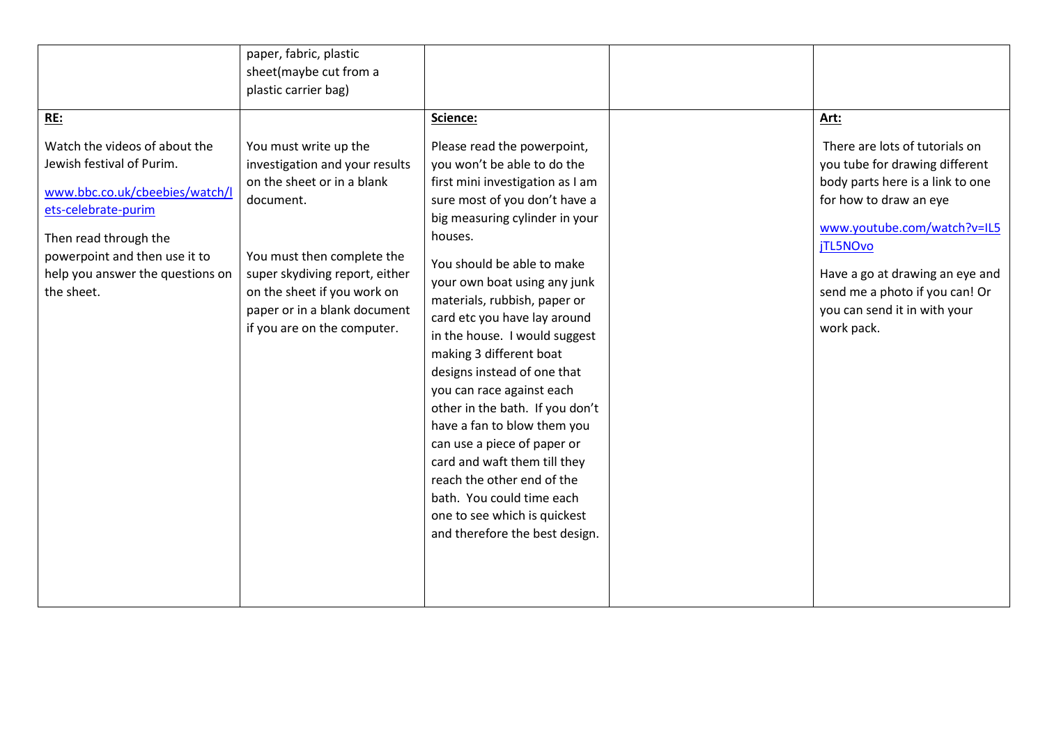| | | | | |
|---|---|---|---|---|
| | paper, fabric, plastic sheet(maybe cut from a plastic carrier bag) | | | |
| **RE:**<br><br>Watch the videos of about the Jewish festival of Purim.<br><br>www.bbc.co.uk/cbeebies/watch/lets-celebrate-purim<br><br>Then read through the powerpoint and then use it to help you answer the questions on the sheet. | You must write up the investigation and your results on the sheet or in a blank document.<br><br>You must then complete the super skydiving report, either on the sheet if you work on paper or in a blank document if you are on the computer. | **Science:**<br><br>Please read the powerpoint, you won't be able to do the first mini investigation as I am sure most of you don't have a big measuring cylinder in your houses.<br><br>You should be able to make your own boat using any junk materials, rubbish, paper or card etc you have lay around in the house. I would suggest making 3 different boat designs instead of one that you can race against each other in the bath. If you don't have a fan to blow them you can use a piece of paper or card and waft them till they reach the other end of the bath. You could time each one to see which is quickest and therefore the best design. | | **Art:**<br><br>There are lots of tutorials on you tube for drawing different body parts here is a link to one for how to draw an eye<br><br>www.youtube.com/watch?v=IL5jTL5NOvo<br><br>Have a go at drawing an eye and send me a photo if you can! Or you can send it in with your work pack. |